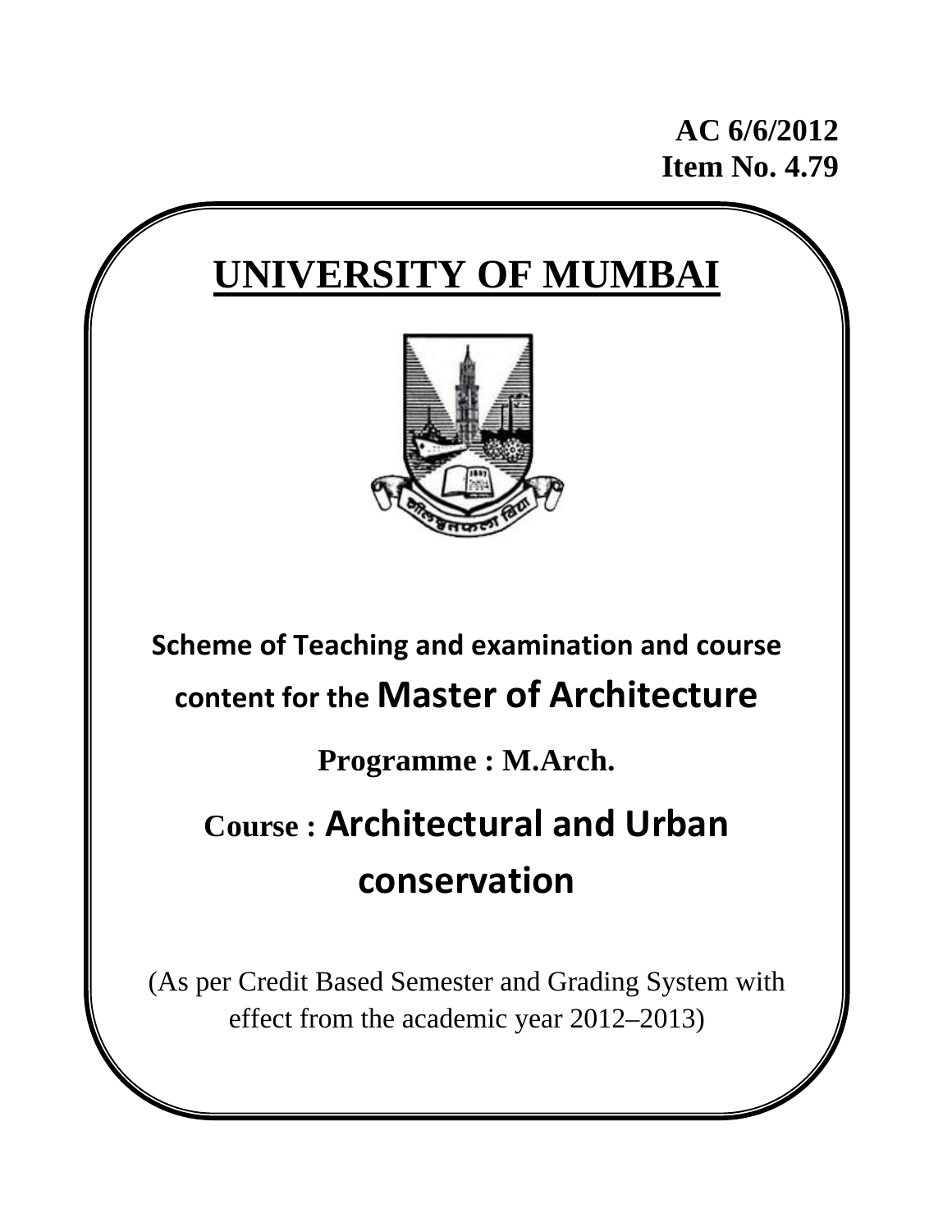**AC 6/6/2012**
**Item No. 4.79**

# UNIVERSITY OF MUMBAI

## Scheme of Teaching and examination and course content for the Master of Architecture

## Programme : M.Arch.

## Course : Architectural and Urban conservation

(As per Credit Based Semester and Grading System with effect from the academic year 2012–2013)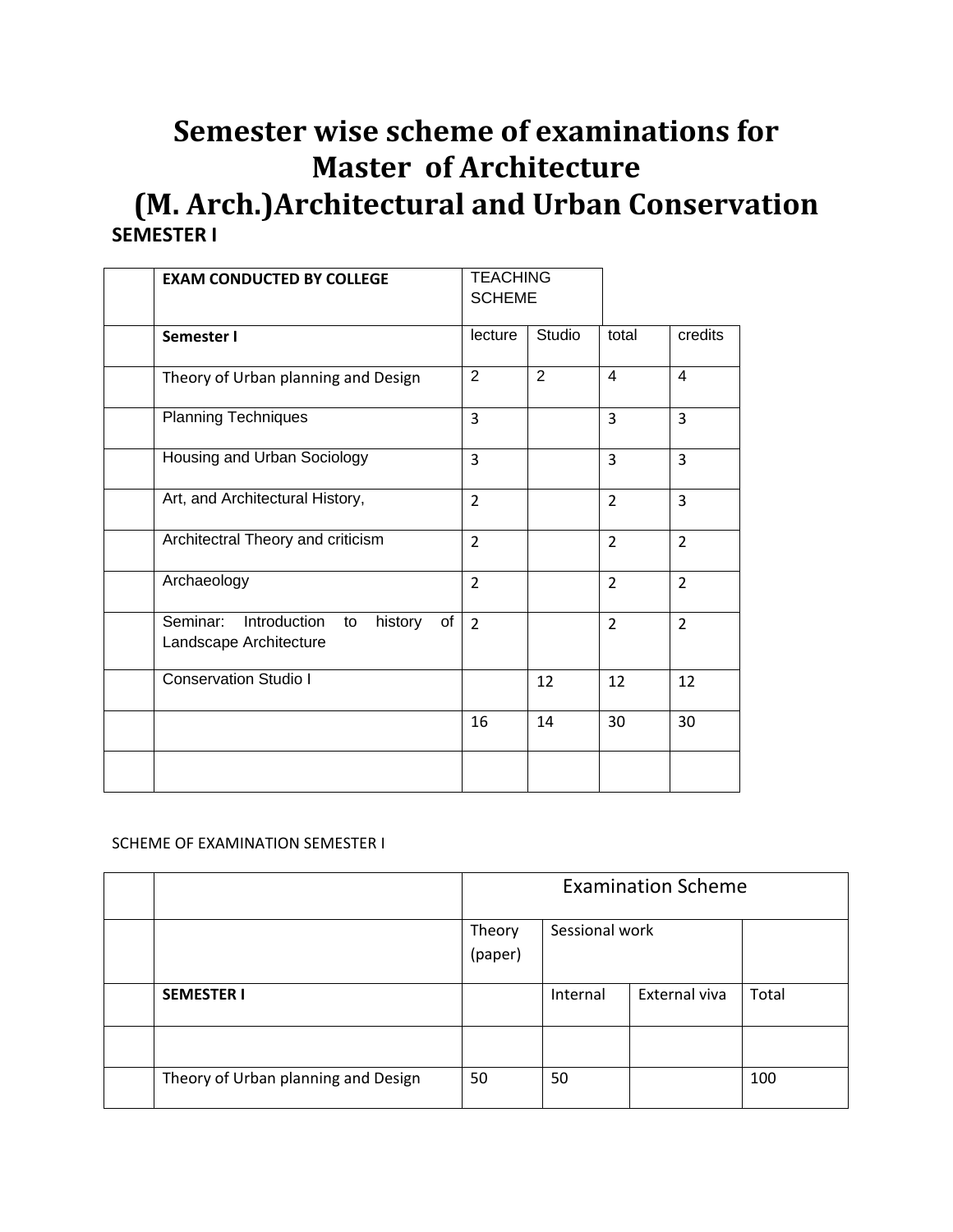# Semester wise scheme of examinations for Master of Architecture (M. Arch.)Architectural and Urban Conservation

**SEMESTER I**

| | **EXAM CONDUCTED BY COLLEGE** | TEACHING SCHEME | | | |
|---|---|---|---|---|---|
| | **Semester I** | lecture | Studio | total | credits |
| | Theory of Urban planning and Design | 2 | 2 | 4 | 4 |
| | Planning Techniques | 3 | | 3 | 3 |
| | Housing and Urban Sociology | 3 | | 3 | 3 |
| | Art, and Architectural History, | 2 | | 2 | 3 |
| | Architectral Theory and criticism | 2 | | 2 | 2 |
| | Archaeology | 2 | | 2 | 2 |
| | Seminar: Introduction to history of Landscape Architecture | 2 | | 2 | 2 |
| | Conservation Studio I | | 12 | 12 | 12 |
| | | 16 | 14 | 30 | 30 |
| | | | | | |

SCHEME OF EXAMINATION SEMESTER I

| | | Examination Scheme | | | |
|---|---|---|---|---|---|
| | | Theory (paper) | Sessional work | | |
| | **SEMESTER I** | | Internal | External viva | Total |
| | | | | | |
| | Theory of Urban planning and Design | 50 | 50 | | 100 |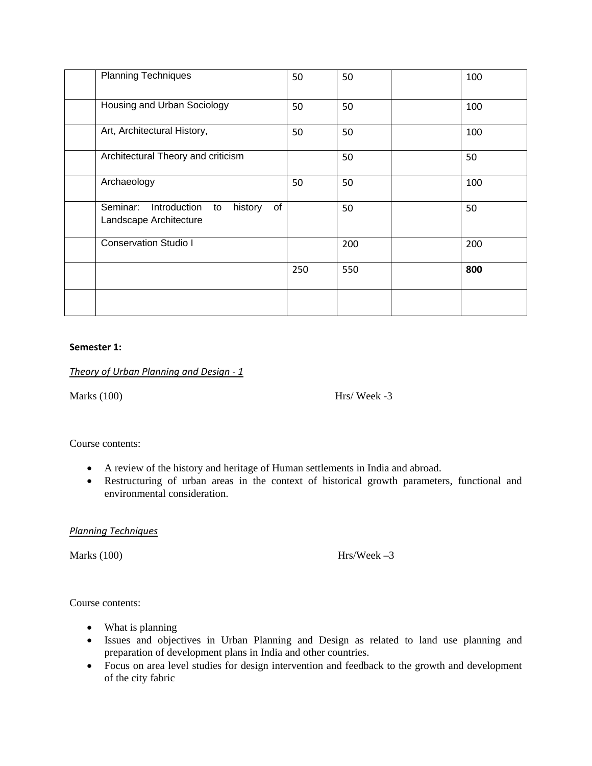| | | | | | |
|---|---|---|---|---|---|
| | Planning Techniques | 50 | 50 | | 100 |
| | Housing and Urban Sociology | 50 | 50 | | 100 |
| | Art, Architectural History, | 50 | 50 | | 100 |
| | Architectural Theory and criticism | | 50 | | 50 |
| | Archaeology | 50 | 50 | | 100 |
| | Seminar: Introduction to history of Landscape Architecture | | 50 | | 50 |
| | Conservation Studio I | | 200 | | 200 |
| | | 250 | 550 | | **800** |
| | | | | | |

**Semester 1:**

*Theory of Urban Planning and Design - 1*

Marks (100) Hrs/ Week -3

Course contents:

- A review of the history and heritage of Human settlements in India and abroad.
- Restructuring of urban areas in the context of historical growth parameters, functional and environmental consideration.

*Planning Techniques*

Marks (100) Hrs/Week –3

Course contents:

- What is planning
- Issues and objectives in Urban Planning and Design as related to land use planning and preparation of development plans in India and other countries.
- Focus on area level studies for design intervention and feedback to the growth and development of the city fabric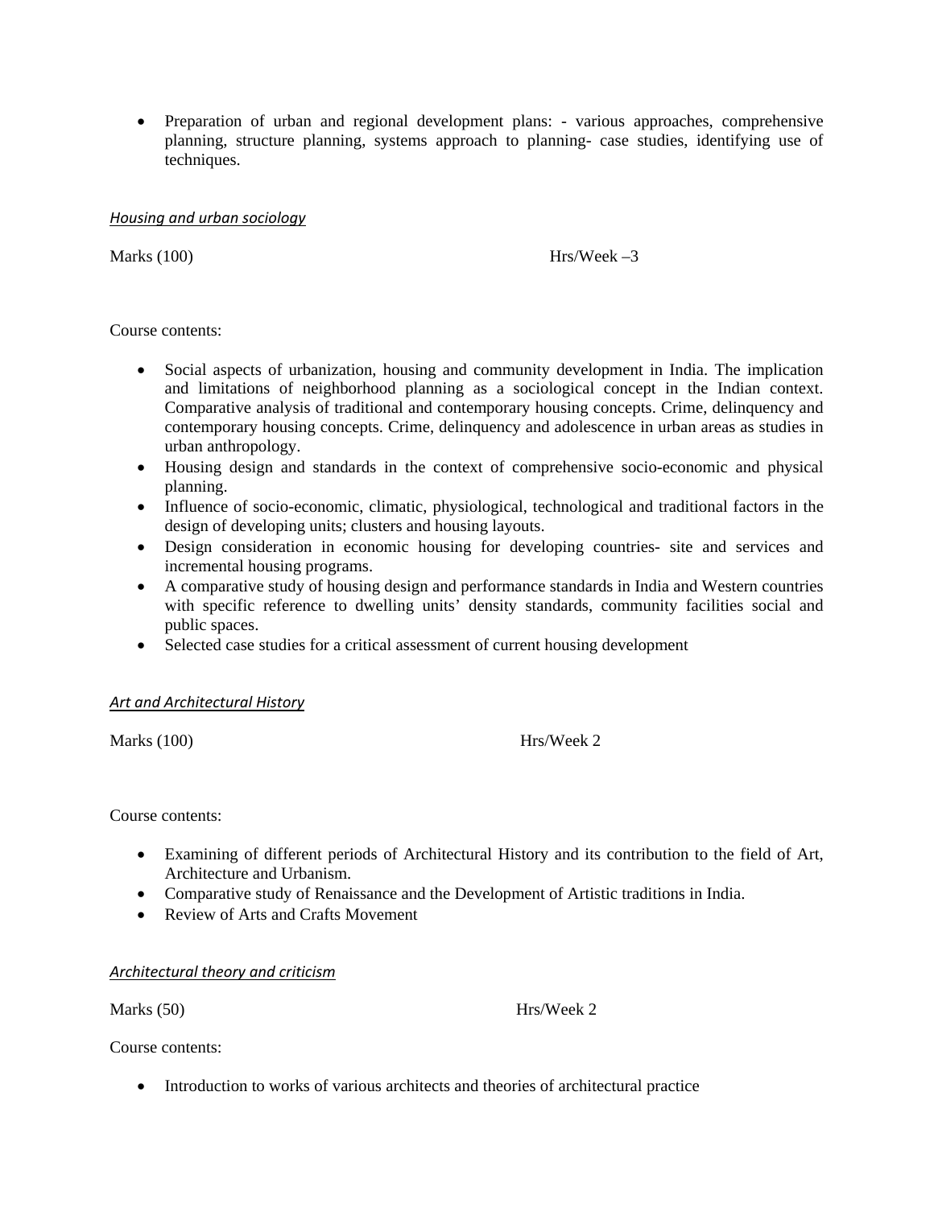- Preparation of urban and regional development plans: - various approaches, comprehensive planning, structure planning, systems approach to planning- case studies, identifying use of techniques.

### *Housing and urban sociology*

Marks (100) Hrs/Week –3

Course contents:

- Social aspects of urbanization, housing and community development in India. The implication and limitations of neighborhood planning as a sociological concept in the Indian context. Comparative analysis of traditional and contemporary housing concepts. Crime, delinquency and contemporary housing concepts. Crime, delinquency and adolescence in urban areas as studies in urban anthropology.
- Housing design and standards in the context of comprehensive socio-economic and physical planning.
- Influence of socio-economic, climatic, physiological, technological and traditional factors in the design of developing units; clusters and housing layouts.
- Design consideration in economic housing for developing countries- site and services and incremental housing programs.
- A comparative study of housing design and performance standards in India and Western countries with specific reference to dwelling units' density standards, community facilities social and public spaces.
- Selected case studies for a critical assessment of current housing development

### *Art and Architectural History*

Marks (100) Hrs/Week 2

Course contents:

- Examining of different periods of Architectural History and its contribution to the field of Art, Architecture and Urbanism.
- Comparative study of Renaissance and the Development of Artistic traditions in India.
- Review of Arts and Crafts Movement

### *Architectural theory and criticism*

Marks (50) Hrs/Week 2

Course contents:

- Introduction to works of various architects and theories of architectural practice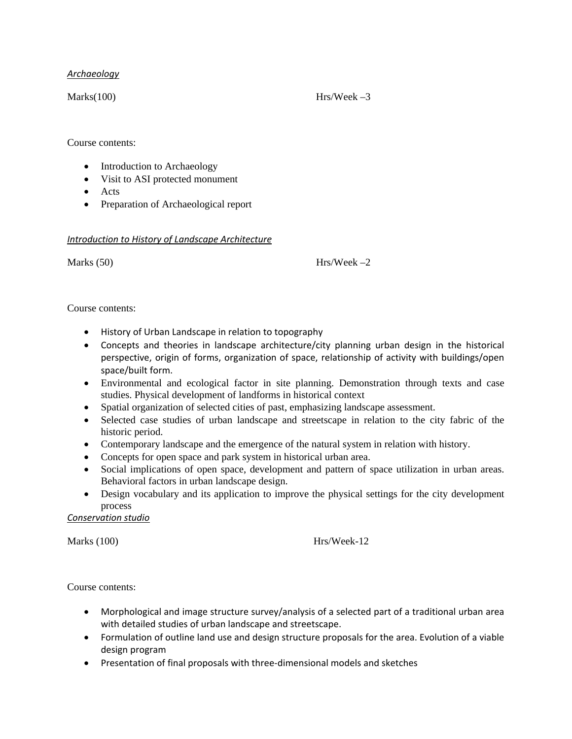*Archaeology*

Marks(100) Hrs/Week –3

Course contents:

- Introduction to Archaeology
- Visit to ASI protected monument
- Acts
- Preparation of Archaeological report

*Introduction to History of Landscape Architecture*

Marks (50) Hrs/Week –2

Course contents:

- History of Urban Landscape in relation to topography
- Concepts and theories in landscape architecture/city planning urban design in the historical perspective, origin of forms, organization of space, relationship of activity with buildings/open space/built form.
- Environmental and ecological factor in site planning. Demonstration through texts and case studies. Physical development of landforms in historical context
- Spatial organization of selected cities of past, emphasizing landscape assessment.
- Selected case studies of urban landscape and streetscape in relation to the city fabric of the historic period.
- Contemporary landscape and the emergence of the natural system in relation with history.
- Concepts for open space and park system in historical urban area.
- Social implications of open space, development and pattern of space utilization in urban areas. Behavioral factors in urban landscape design.
- Design vocabulary and its application to improve the physical settings for the city development process

*Conservation studio*

Marks (100) Hrs/Week-12

Course contents:

- Morphological and image structure survey/analysis of a selected part of a traditional urban area with detailed studies of urban landscape and streetscape.
- Formulation of outline land use and design structure proposals for the area. Evolution of a viable design program
- Presentation of final proposals with three-dimensional models and sketches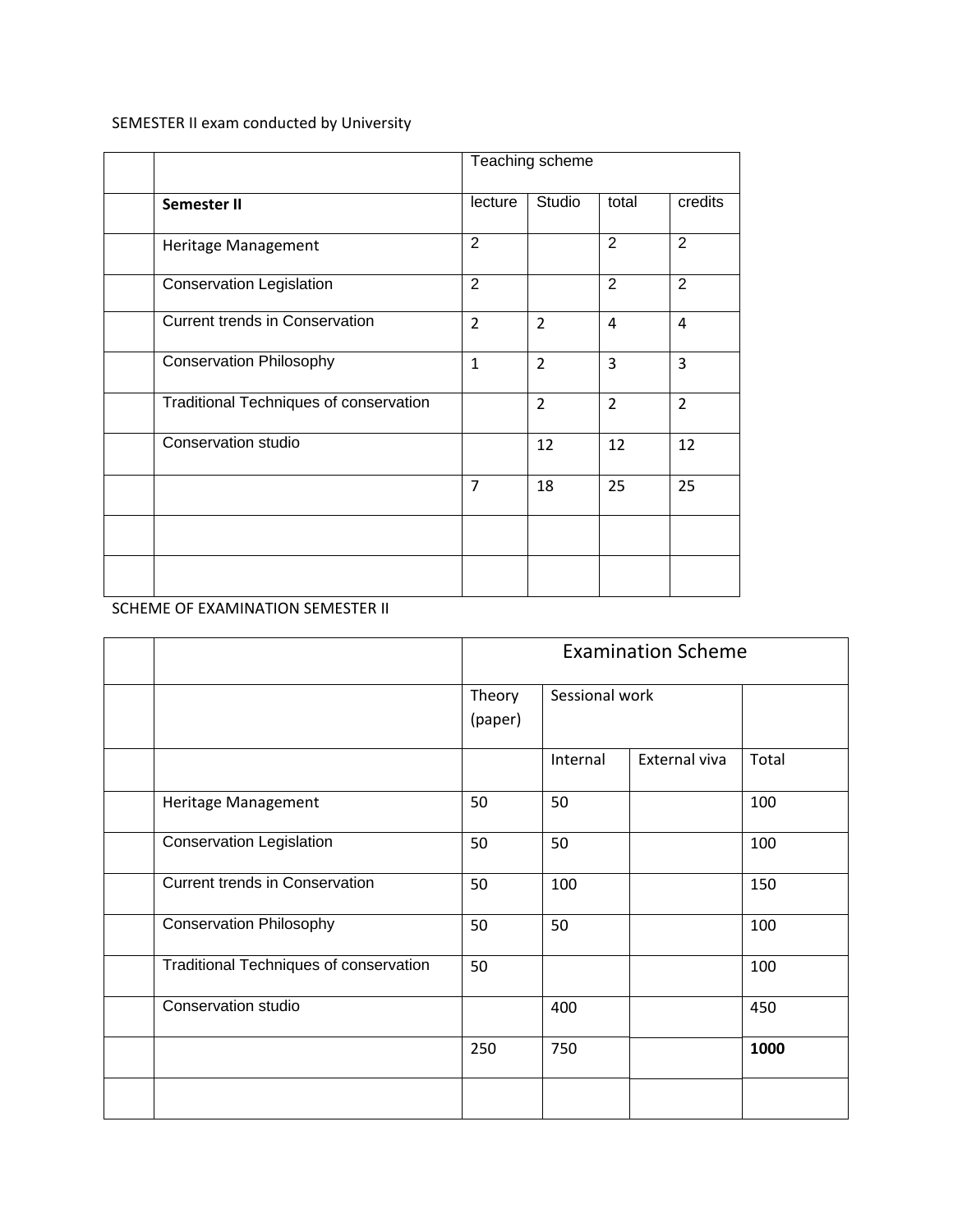SEMESTER II exam conducted by University

| | | Teaching scheme | | | |
|---|---|---|---|---|---|
| | **Semester II** | lecture | Studio | total | credits |
| | Heritage Management | 2 | | 2 | 2 |
| | Conservation Legislation | 2 | | 2 | 2 |
| | Current trends in Conservation | 2 | 2 | 4 | 4 |
| | Conservation Philosophy | 1 | 2 | 3 | 3 |
| | Traditional Techniques of conservation | | 2 | 2 | 2 |
| | Conservation studio | | 12 | 12 | 12 |
| | | 7 | 18 | 25 | 25 |
| | | | | | |
| | | | | | |

SCHEME OF EXAMINATION SEMESTER II

| | | Examination Scheme | | | |
|---|---|---|---|---|---|
| | | Theory (paper) | Sessional work | | |
| | | | Internal | External viva | Total |
| | Heritage Management | 50 | 50 | | 100 |
| | Conservation Legislation | 50 | 50 | | 100 |
| | Current trends in Conservation | 50 | 100 | | 150 |
| | Conservation Philosophy | 50 | 50 | | 100 |
| | Traditional Techniques of conservation | 50 | | | 100 |
| | Conservation studio | | 400 | | 450 |
| | | 250 | 750 | | **1000** |
| | | | | | |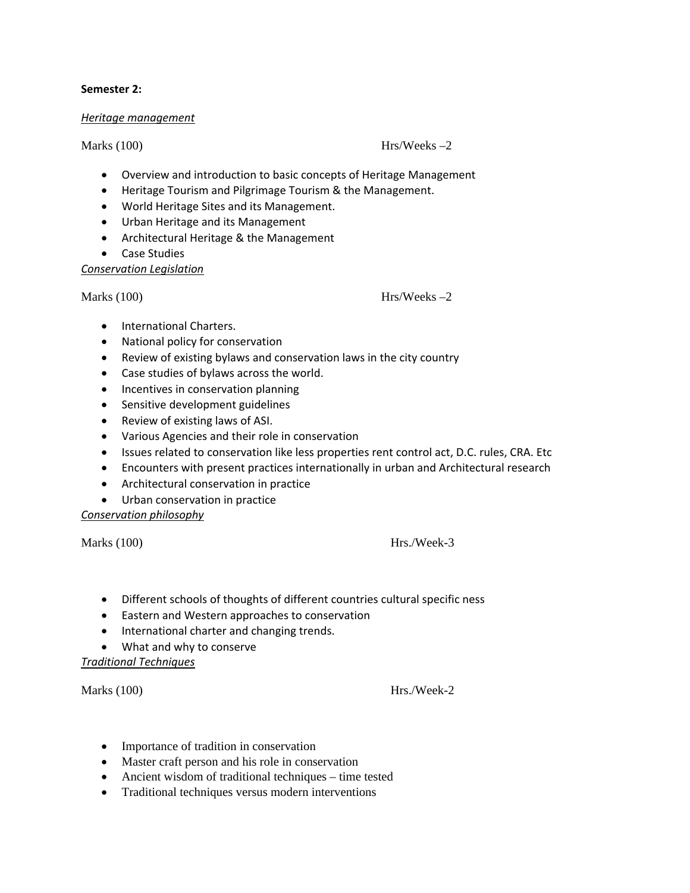**Semester 2:**

***Heritage management***

Marks (100) Hrs/Weeks –2

- Overview and introduction to basic concepts of Heritage Management
- Heritage Tourism and Pilgrimage Tourism & the Management.
- World Heritage Sites and its Management.
- Urban Heritage and its Management
- Architectural Heritage & the Management
- Case Studies

***Conservation Legislation***

Marks (100) Hrs/Weeks –2

- International Charters.
- National policy for conservation
- Review of existing bylaws and conservation laws in the city country
- Case studies of bylaws across the world.
- Incentives in conservation planning
- Sensitive development guidelines
- Review of existing laws of ASI.
- Various Agencies and their role in conservation
- Issues related to conservation like less properties rent control act, D.C. rules, CRA. Etc
- Encounters with present practices internationally in urban and Architectural research
- Architectural conservation in practice
- Urban conservation in practice

***Conservation philosophy***

Marks (100) Hrs./Week-3

- Different schools of thoughts of different countries cultural specific ness
- Eastern and Western approaches to conservation
- International charter and changing trends.
- What and why to conserve

***Traditional Techniques***

Marks (100) Hrs./Week-2

- Importance of tradition in conservation
- Master craft person and his role in conservation
- Ancient wisdom of traditional techniques – time tested
- Traditional techniques versus modern interventions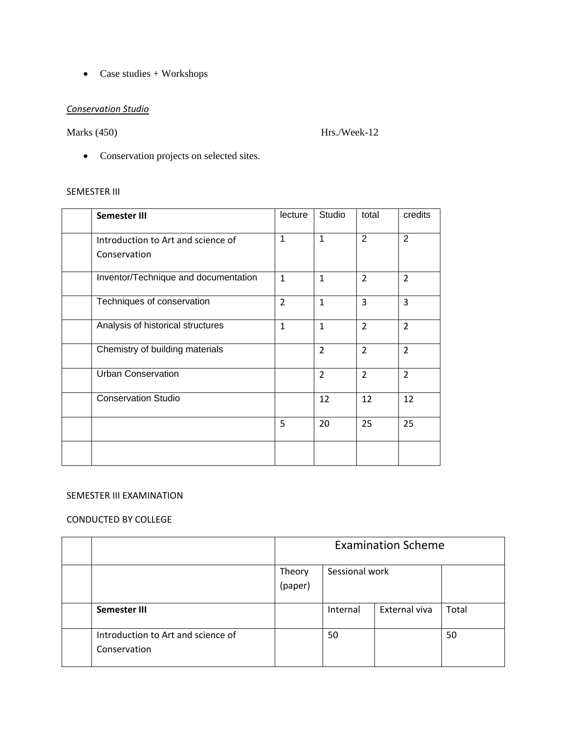- Case studies + Workshops

*Conservation Studio*

Marks (450) Hrs./Week-12

- Conservation projects on selected sites.

SEMESTER III

| | **Semester III** | lecture | Studio | total | credits |
|---|---|---|---|---|---|
| | Introduction to Art and science of Conservation | 1 | 1 | 2 | 2 |
| | Inventor/Technique and documentation | 1 | 1 | 2 | 2 |
| | Techniques of conservation | 2 | 1 | 3 | 3 |
| | Analysis of historical structures | 1 | 1 | 2 | 2 |
| | Chemistry of building materials | | 2 | 2 | 2 |
| | Urban Conservation | | 2 | 2 | 2 |
| | Conservation Studio | | 12 | 12 | 12 |
| | | 5 | 20 | 25 | 25 |
| | | | | | |

SEMESTER III EXAMINATION

CONDUCTED BY COLLEGE

| | | Examination Scheme | | | |
|---|---|---|---|---|---|
| | | Theory (paper) | Sessional work | | |
| | **Semester III** | | Internal | External viva | Total |
| | Introduction to Art and science of Conservation | | 50 | | 50 |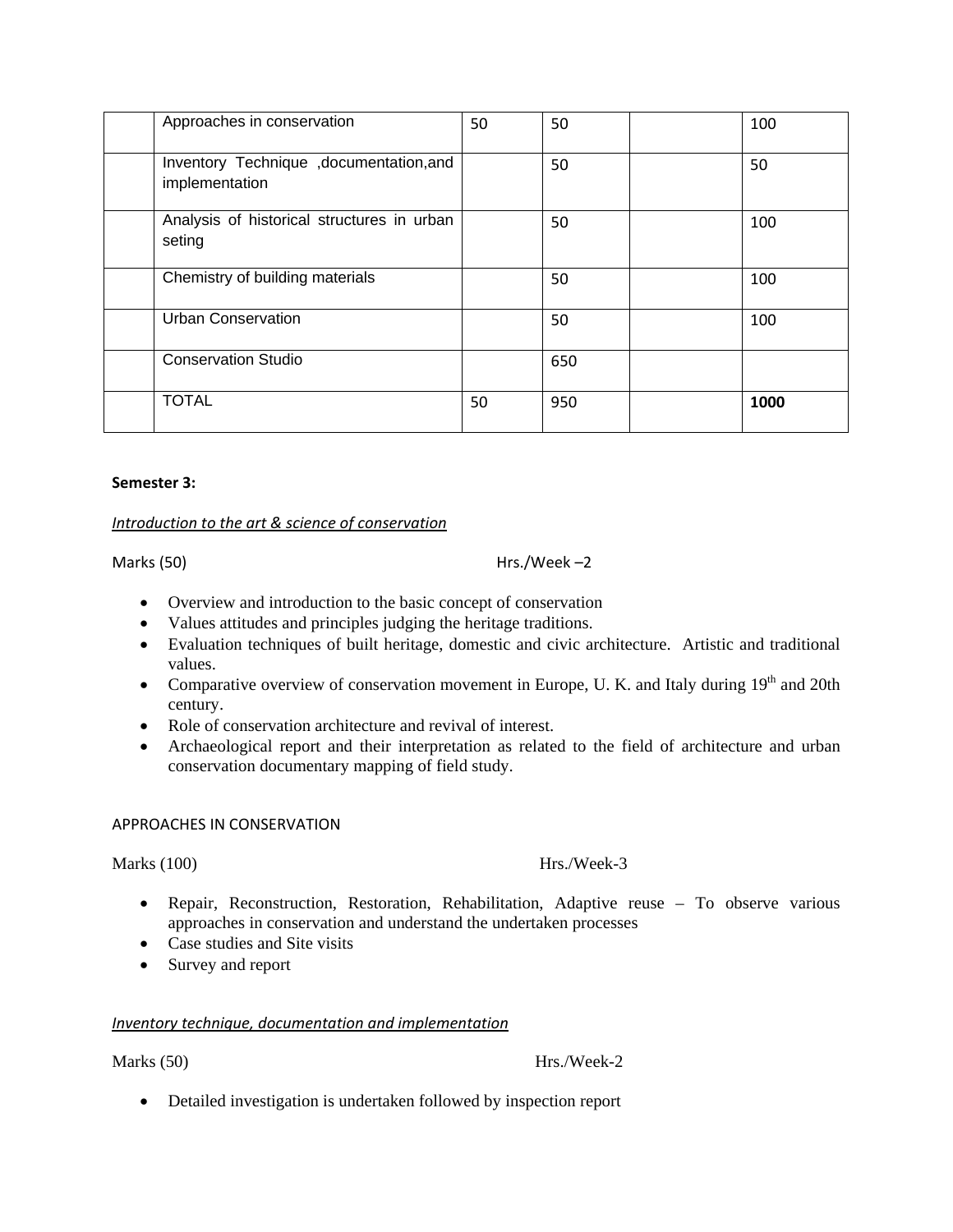| | | | | | |
|---|---|---|---|---|---|
| | Approaches in conservation | 50 | 50 | | 100 |
| | Inventory Technique ,documentation,and implementation | | 50 | | 50 |
| | Analysis of historical structures in urban seting | | 50 | | 100 |
| | Chemistry of building materials | | 50 | | 100 |
| | Urban Conservation | | 50 | | 100 |
| | Conservation Studio | | 650 | | |
| | TOTAL | 50 | 950 | | **1000** |

**Semester 3:**

*Introduction to the art & science of conservation*

Marks (50) Hrs./Week –2

- Overview and introduction to the basic concept of conservation
- Values attitudes and principles judging the heritage traditions.
- Evaluation techniques of built heritage, domestic and civic architecture. Artistic and traditional values.
- Comparative overview of conservation movement in Europe, U. K. and Italy during 19th and 20th century.
- Role of conservation architecture and revival of interest.
- Archaeological report and their interpretation as related to the field of architecture and urban conservation documentary mapping of field study.

APPROACHES IN CONSERVATION

Marks (100) Hrs./Week-3

- Repair, Reconstruction, Restoration, Rehabilitation, Adaptive reuse – To observe various approaches in conservation and understand the undertaken processes
- Case studies and Site visits
- Survey and report

*Inventory technique, documentation and implementation*

Marks (50) Hrs./Week-2

- Detailed investigation is undertaken followed by inspection report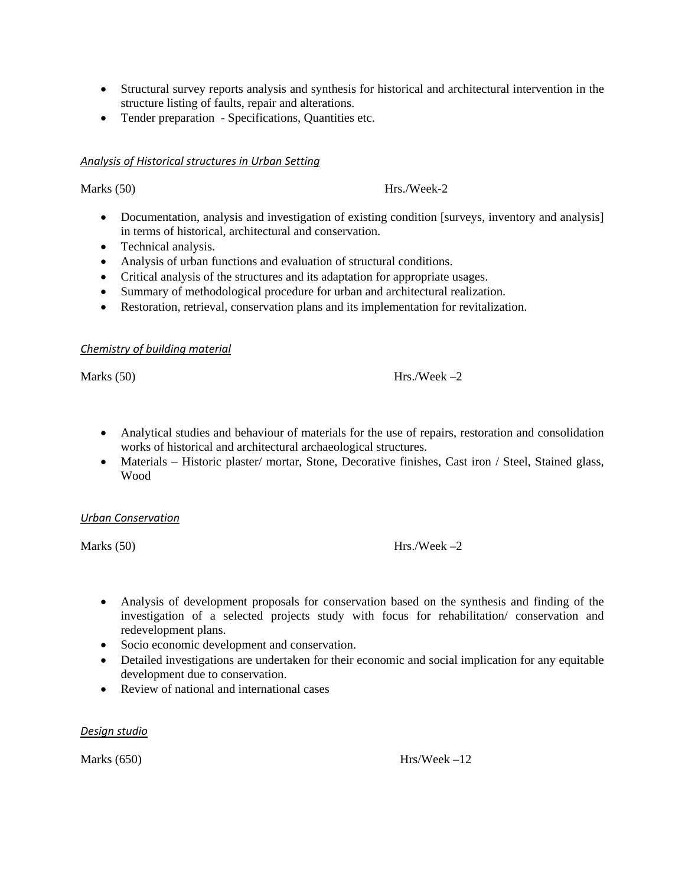- Structural survey reports analysis and synthesis for historical and architectural intervention in the structure listing of faults, repair and alterations.
- Tender preparation - Specifications, Quantities etc.

*Analysis of Historical structures in Urban Setting*

Marks (50) Hrs./Week-2

- Documentation, analysis and investigation of existing condition [surveys, inventory and analysis] in terms of historical, architectural and conservation.
- Technical analysis.
- Analysis of urban functions and evaluation of structural conditions.
- Critical analysis of the structures and its adaptation for appropriate usages.
- Summary of methodological procedure for urban and architectural realization.
- Restoration, retrieval, conservation plans and its implementation for revitalization.

*Chemistry of building material*

Marks (50) Hrs./Week –2

- Analytical studies and behaviour of materials for the use of repairs, restoration and consolidation works of historical and architectural archaeological structures.
- Materials – Historic plaster/ mortar, Stone, Decorative finishes, Cast iron / Steel, Stained glass, Wood

*Urban Conservation*

Marks (50) Hrs./Week –2

- Analysis of development proposals for conservation based on the synthesis and finding of the investigation of a selected projects study with focus for rehabilitation/ conservation and redevelopment plans.
- Socio economic development and conservation.
- Detailed investigations are undertaken for their economic and social implication for any equitable development due to conservation.
- Review of national and international cases

*Design studio*

Marks (650) Hrs/Week –12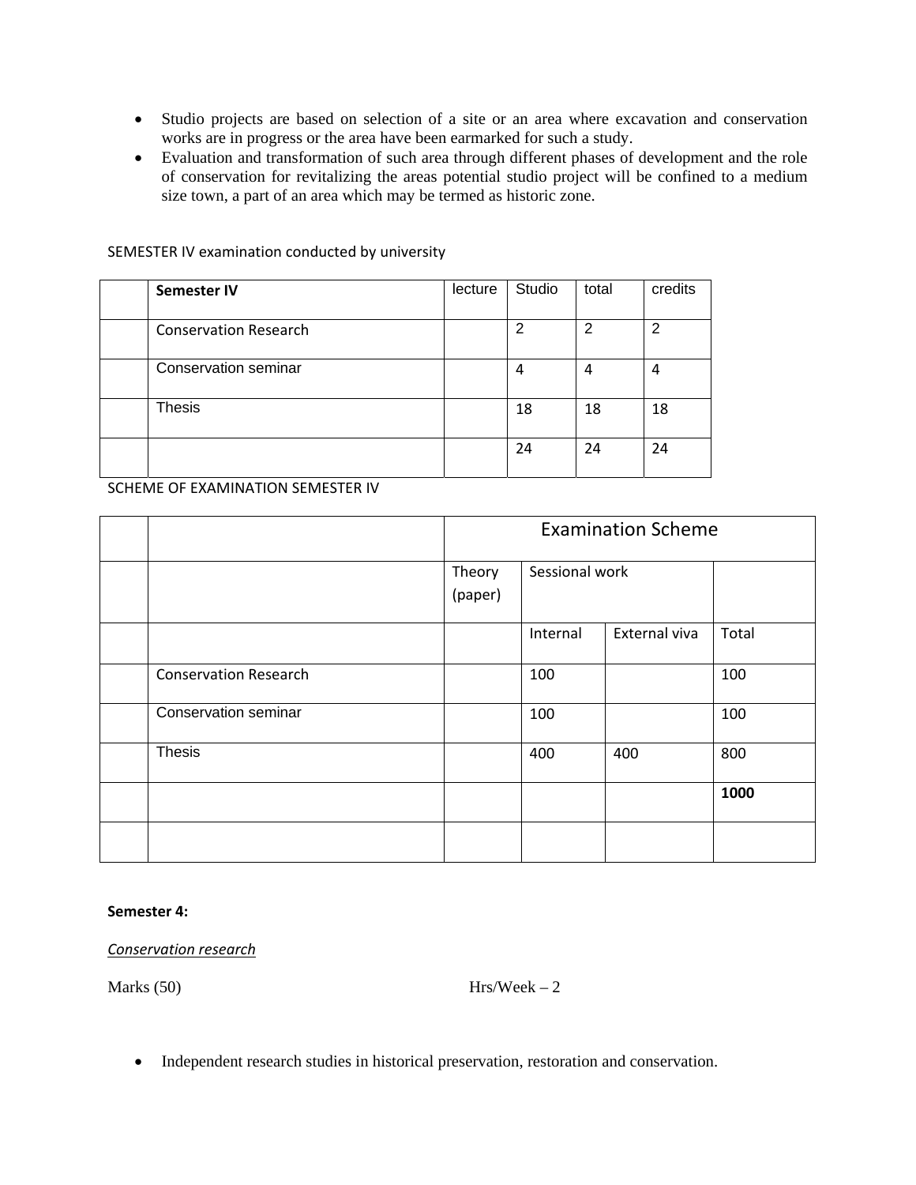- Studio projects are based on selection of a site or an area where excavation and conservation works are in progress or the area have been earmarked for such a study.
- Evaluation and transformation of such area through different phases of development and the role of conservation for revitalizing the areas potential studio project will be confined to a medium size town, a part of an area which may be termed as historic zone.

SEMESTER IV examination conducted by university

| | **Semester IV** | lecture | Studio | total | credits |
|---|---|---|---|---|---|
| | Conservation Research | | 2 | 2 | 2 |
| | Conservation seminar | | 4 | 4 | 4 |
| | Thesis | | 18 | 18 | 18 |
| | | | 24 | 24 | 24 |

SCHEME OF EXAMINATION SEMESTER IV

| | | Examination Scheme | | | |
|---|---|---|---|---|---|
| | | Theory (paper) | Sessional work | | |
| | | | Internal | External viva | Total |
| | Conservation Research | | 100 | | 100 |
| | Conservation seminar | | 100 | | 100 |
| | Thesis | | 400 | 400 | 800 |
| | | | | | **1000** |
| | | | | | |

**Semester 4:**

*Conservation research*

Marks (50) Hrs/Week – 2

- Independent research studies in historical preservation, restoration and conservation.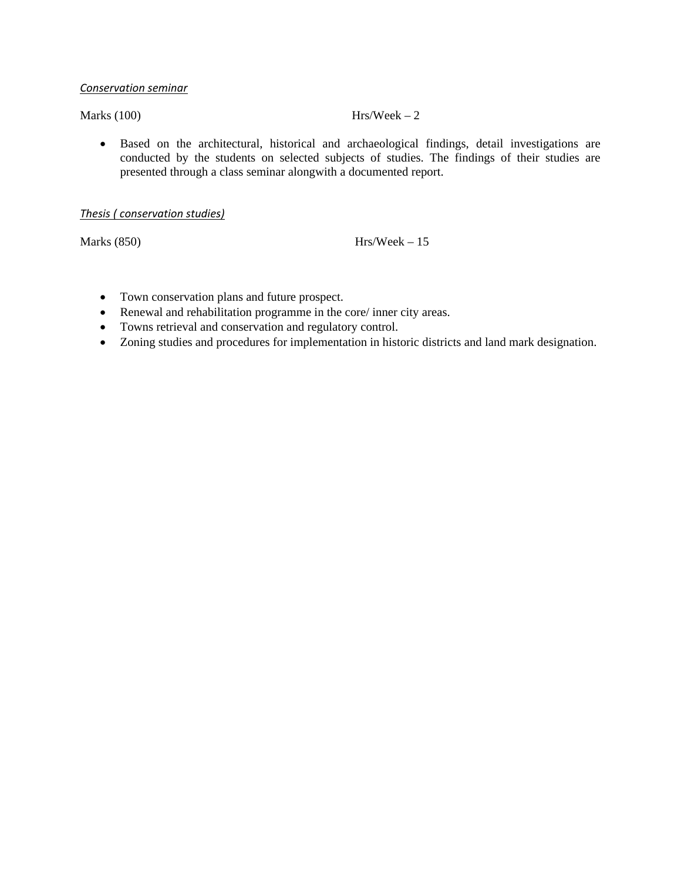*Conservation seminar*

Marks (100) Hrs/Week – 2

- Based on the architectural, historical and archaeological findings, detail investigations are conducted by the students on selected subjects of studies. The findings of their studies are presented through a class seminar alongwith a documented report.

*Thesis ( conservation studies)*

Marks (850) Hrs/Week – 15

- Town conservation plans and future prospect.
- Renewal and rehabilitation programme in the core/ inner city areas.
- Towns retrieval and conservation and regulatory control.
- Zoning studies and procedures for implementation in historic districts and land mark designation.